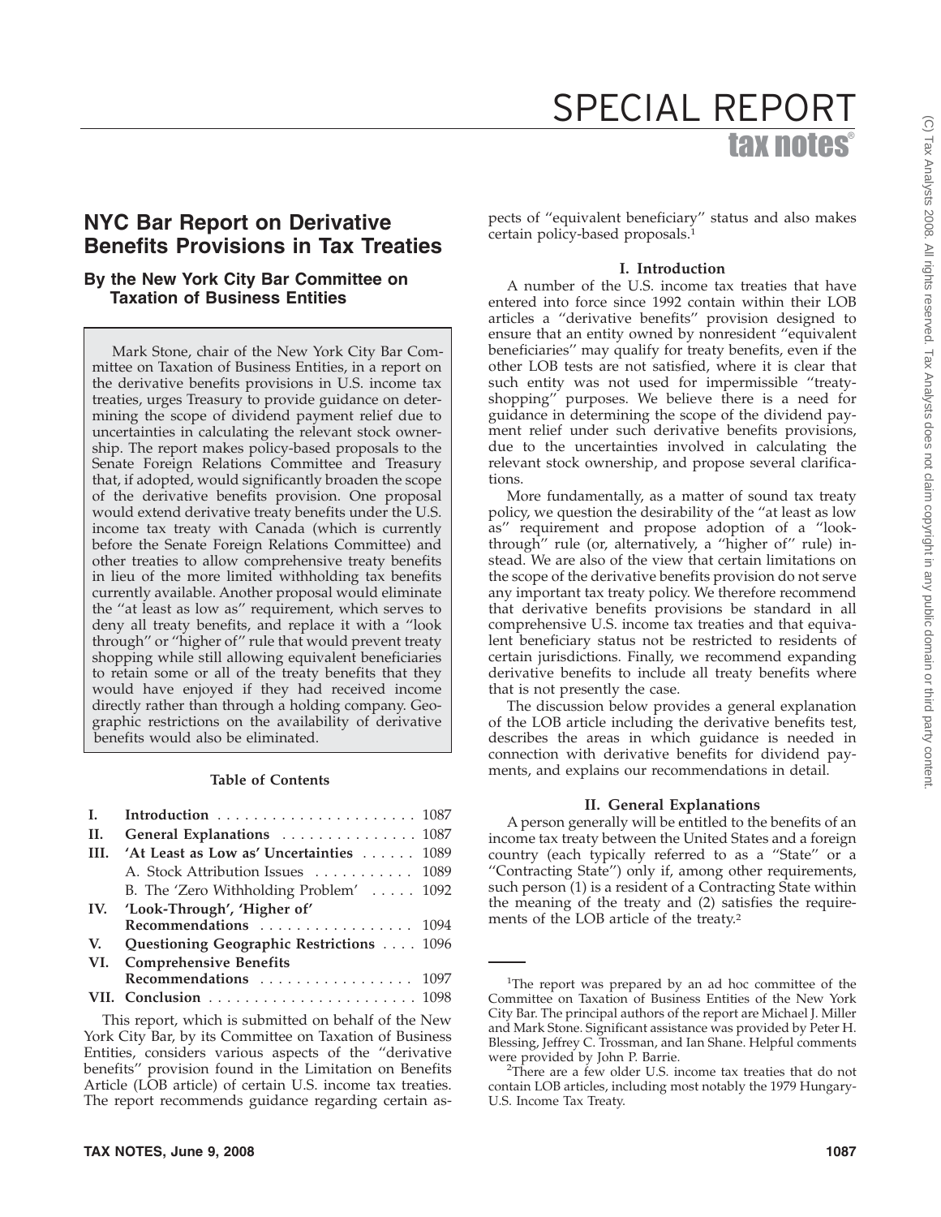# NYC Bar Report on Derivative Benefits Provisions in Tax Treaties

## By the New York City Bar Committee on Taxation of Business Entities

Mark Stone, chair of the New York City Bar Committee on Taxation of Business Entities, in a report on the derivative benefits provisions in U.S. income tax treaties, urges Treasury to provide guidance on determining the scope of dividend payment relief due to uncertainties in calculating the relevant stock ownership. The report makes policy-based proposals to the Senate Foreign Relations Committee and Treasury that, if adopted, would significantly broaden the scope of the derivative benefits provision. One proposal would extend derivative treaty benefits under the U.S. income tax treaty with Canada (which is currently before the Senate Foreign Relations Committee) and other treaties to allow comprehensive treaty benefits in lieu of the more limited withholding tax benefits currently available. Another proposal would eliminate the ''at least as low as'' requirement, which serves to deny all treaty benefits, and replace it with a ''look through'' or ''higher of'' rule that would prevent treaty shopping while still allowing equivalent beneficiaries to retain some or all of the treaty benefits that they would have enjoyed if they had received income directly rather than through a holding company. Geographic restrictions on the availability of derivative benefits would also be eliminated.

**Table of Contents**

| | | |
|---|---|---|
| I. | Introduction | 1087 |
| II. | General Explanations | 1087 |
| III. | 'At Least as Low as' Uncertainties | 1089 |
| | A. Stock Attribution Issues | 1089 |
| | B. The 'Zero Withholding Problem' | 1092 |
| IV. | 'Look-Through', 'Higher of' Recommendations | 1094 |
| V. | Questioning Geographic Restrictions | 1096 |
| VI. | Comprehensive Benefits Recommendations | 1097 |
| VII. | Conclusion | 1098 |

This report, which is submitted on behalf of the New York City Bar, by its Committee on Taxation of Business Entities, considers various aspects of the ''derivative benefits'' provision found in the Limitation on Benefits Article (LOB article) of certain U.S. income tax treaties. The report recommends guidance regarding certain aspects of ''equivalent beneficiary'' status and also makes certain policy-based proposals.[1]

### I. Introduction

A number of the U.S. income tax treaties that have entered into force since 1992 contain within their LOB articles a ''derivative benefits'' provision designed to ensure that an entity owned by nonresident ''equivalent beneficiaries'' may qualify for treaty benefits, even if the other LOB tests are not satisfied, where it is clear that such entity was not used for impermissible ''treaty-shopping'' purposes. We believe there is a need for guidance in determining the scope of the dividend payment relief under such derivative benefits provisions, due to the uncertainties involved in calculating the relevant stock ownership, and propose several clarifications.

More fundamentally, as a matter of sound tax treaty policy, we question the desirability of the ''at least as low as'' requirement and propose adoption of a ''look-through'' rule (or, alternatively, a ''higher of'' rule) instead. We are also of the view that certain limitations on the scope of the derivative benefits provision do not serve any important tax treaty policy. We therefore recommend that derivative benefits provisions be standard in all comprehensive U.S. income tax treaties and that equivalent beneficiary status not be restricted to residents of certain jurisdictions. Finally, we recommend expanding derivative benefits to include all treaty benefits where that is not presently the case.

The discussion below provides a general explanation of the LOB article including the derivative benefits test, describes the areas in which guidance is needed in connection with derivative benefits for dividend payments, and explains our recommendations in detail.

### II. General Explanations

A person generally will be entitled to the benefits of an income tax treaty between the United States and a foreign country (each typically referred to as a ''State'' or a ''Contracting State'') only if, among other requirements, such person (1) is a resident of a Contracting State within the meaning of the treaty and (2) satisfies the requirements of the LOB article of the treaty.[2]

---

[1]The report was prepared by an ad hoc committee of the Committee on Taxation of Business Entities of the New York City Bar. The principal authors of the report are Michael J. Miller and Mark Stone. Significant assistance was provided by Peter H. Blessing, Jeffrey C. Trossman, and Ian Shane. Helpful comments were provided by John P. Barrie.

[2]There are a few older U.S. income tax treaties that do not contain LOB articles, including most notably the 1979 Hungary-U.S. Income Tax Treaty.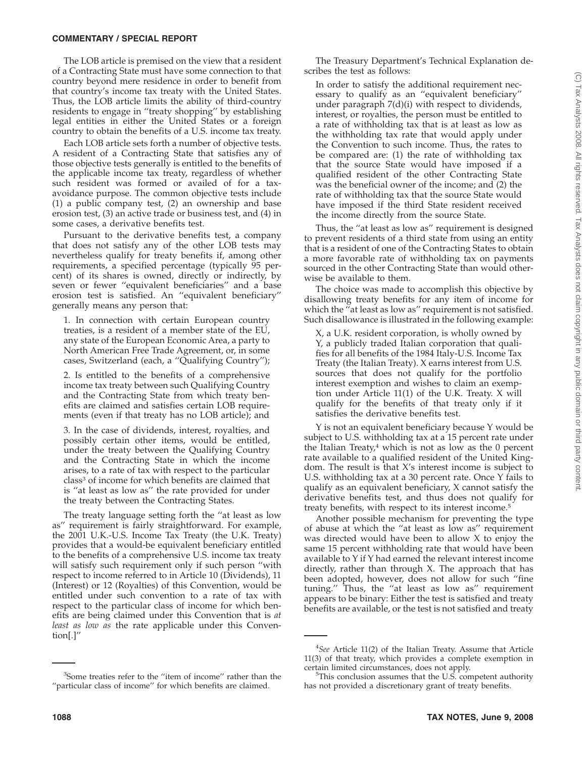The LOB article is premised on the view that a resident of a Contracting State must have some connection to that country beyond mere residence in order to benefit from that country's income tax treaty with the United States. Thus, the LOB article limits the ability of third-country residents to engage in "treaty shopping" by establishing legal entities in either the United States or a foreign country to obtain the benefits of a U.S. income tax treaty.

Each LOB article sets forth a number of objective tests. A resident of a Contracting State that satisfies any of those objective tests generally is entitled to the benefits of the applicable income tax treaty, regardless of whether such resident was formed or availed of for a tax-avoidance purpose. The common objective tests include (1) a public company test, (2) an ownership and base erosion test, (3) an active trade or business test, and (4) in some cases, a derivative benefits test.

Pursuant to the derivative benefits test, a company that does not satisfy any of the other LOB tests may nevertheless qualify for treaty benefits if, among other requirements, a specified percentage (typically 95 percent) of its shares is owned, directly or indirectly, by seven or fewer "equivalent beneficiaries" and a base erosion test is satisfied. An "equivalent beneficiary" generally means any person that:

> 1. In connection with certain European country treaties, is a resident of a member state of the EU, any state of the European Economic Area, a party to North American Free Trade Agreement, or, in some cases, Switzerland (each, a "Qualifying Country");
>
> 2. Is entitled to the benefits of a comprehensive income tax treaty between such Qualifying Country and the Contracting State from which treaty benefits are claimed and satisfies certain LOB requirements (even if that treaty has no LOB article); and
>
> 3. In the case of dividends, interest, royalties, and possibly certain other items, would be entitled, under the treaty between the Qualifying Country and the Contracting State in which the income arises, to a rate of tax with respect to the particular class[3] of income for which benefits are claimed that is "at least as low as" the rate provided for under the treaty between the Contracting States.

The treaty language setting forth the "at least as low as" requirement is fairly straightforward. For example, the 2001 U.K.-U.S. Income Tax Treaty (the U.K. Treaty) provides that a would-be equivalent beneficiary entitled to the benefits of a comprehensive U.S. income tax treaty will satisfy such requirement only if such person "with respect to income referred to in Article 10 (Dividends), 11 (Interest) or 12 (Royalties) of this Convention, would be entitled under such convention to a rate of tax with respect to the particular class of income for which benefits are being claimed under this Convention that is *at least as low as* the rate applicable under this Convention[.]"

The Treasury Department's Technical Explanation describes the test as follows:

> In order to satisfy the additional requirement necessary to qualify as an "equivalent beneficiary" under paragraph 7(d)(i) with respect to dividends, interest, or royalties, the person must be entitled to a rate of withholding tax that is at least as low as the withholding tax rate that would apply under the Convention to such income. Thus, the rates to be compared are: (1) the rate of withholding tax that the source State would have imposed if a qualified resident of the other Contracting State was the beneficial owner of the income; and (2) the rate of withholding tax that the source State would have imposed if the third State resident received the income directly from the source State.

Thus, the "at least as low as" requirement is designed to prevent residents of a third state from using an entity that is a resident of one of the Contracting States to obtain a more favorable rate of withholding tax on payments sourced in the other Contracting State than would otherwise be available to them.

The choice was made to accomplish this objective by disallowing treaty benefits for any item of income for which the "at least as low as" requirement is not satisfied. Such disallowance is illustrated in the following example:

> X, a U.K. resident corporation, is wholly owned by Y, a publicly traded Italian corporation that qualifies for all benefits of the 1984 Italy-U.S. Income Tax Treaty (the Italian Treaty). X earns interest from U.S. sources that does not qualify for the portfolio interest exemption and wishes to claim an exemption under Article 11(1) of the U.K. Treaty. X will qualify for the benefits of that treaty only if it satisfies the derivative benefits test.

Y is not an equivalent beneficiary because Y would be subject to U.S. withholding tax at a 15 percent rate under the Italian Treaty,[4] which is not as low as the 0 percent rate available to a qualified resident of the United Kingdom. The result is that X's interest income is subject to U.S. withholding tax at a 30 percent rate. Once Y fails to qualify as an equivalent beneficiary, X cannot satisfy the derivative benefits test, and thus does not qualify for treaty benefits, with respect to its interest income.[5]

Another possible mechanism for preventing the type of abuse at which the "at least as low as" requirement was directed would have been to allow X to enjoy the same 15 percent withholding rate that would have been available to Y if Y had earned the relevant interest income directly, rather than through X. The approach that has been adopted, however, does not allow for such "fine tuning." Thus, the "at least as low as" requirement appears to be binary: Either the test is satisfied and treaty benefits are available, or the test is not satisfied and treaty

---

[3] Some treaties refer to the "item of income" rather than the "particular class of income" for which benefits are claimed.

[4] *See* Article 11(2) of the Italian Treaty. Assume that Article 11(3) of that treaty, which provides a complete exemption in certain limited circumstances, does not apply.

[5] This conclusion assumes that the U.S. competent authority has not provided a discretionary grant of treaty benefits.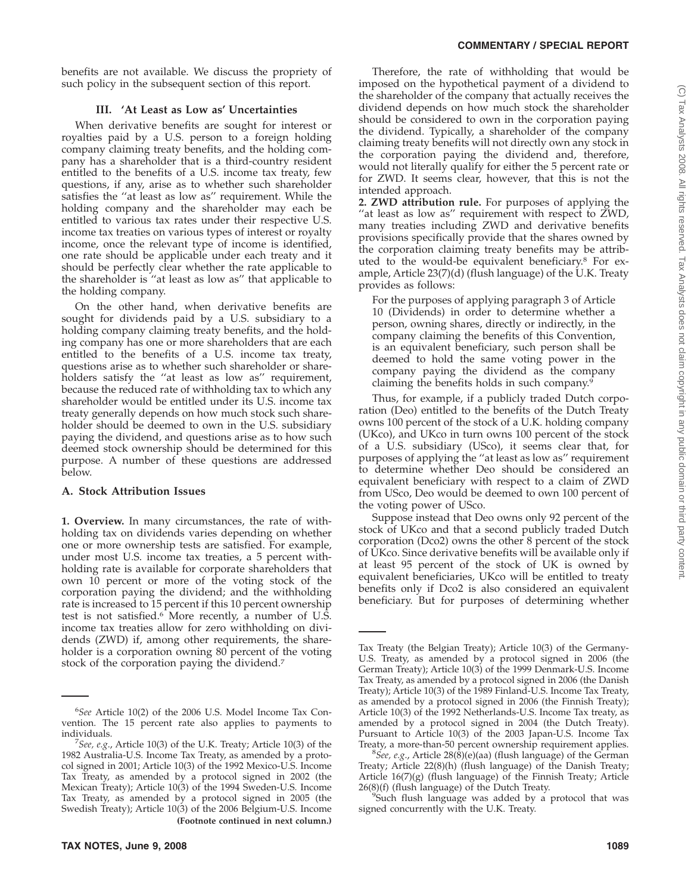benefits are not available. We discuss the propriety of such policy in the subsequent section of this report.

## III. 'At Least as Low as' Uncertainties

When derivative benefits are sought for interest or royalties paid by a U.S. person to a foreign holding company claiming treaty benefits, and the holding company has a shareholder that is a third-country resident entitled to the benefits of a U.S. income tax treaty, few questions, if any, arise as to whether such shareholder satisfies the ''at least as low as'' requirement. While the holding company and the shareholder may each be entitled to various tax rates under their respective U.S. income tax treaties on various types of interest or royalty income, once the relevant type of income is identified, one rate should be applicable under each treaty and it should be perfectly clear whether the rate applicable to the shareholder is ''at least as low as'' that applicable to the holding company.

On the other hand, when derivative benefits are sought for dividends paid by a U.S. subsidiary to a holding company claiming treaty benefits, and the holding company has one or more shareholders that are each entitled to the benefits of a U.S. income tax treaty, questions arise as to whether such shareholder or shareholders satisfy the ''at least as low as'' requirement, because the reduced rate of withholding tax to which any shareholder would be entitled under its U.S. income tax treaty generally depends on how much stock such shareholder should be deemed to own in the U.S. subsidiary paying the dividend, and questions arise as to how such deemed stock ownership should be determined for this purpose. A number of these questions are addressed below.

### A. Stock Attribution Issues

**1. Overview.** In many circumstances, the rate of withholding tax on dividends varies depending on whether one or more ownership tests are satisfied. For example, under most U.S. income tax treaties, a 5 percent withholding rate is available for corporate shareholders that own 10 percent or more of the voting stock of the corporation paying the dividend; and the withholding rate is increased to 15 percent if this 10 percent ownership test is not satisfied.[6] More recently, a number of U.S. income tax treaties allow for zero withholding on dividends (ZWD) if, among other requirements, the shareholder is a corporation owning 80 percent of the voting stock of the corporation paying the dividend.[7]

Therefore, the rate of withholding that would be imposed on the hypothetical payment of a dividend to the shareholder of the company that actually receives the dividend depends on how much stock the shareholder should be considered to own in the corporation paying the dividend. Typically, a shareholder of the company claiming treaty benefits will not directly own any stock in the corporation paying the dividend and, therefore, would not literally qualify for either the 5 percent rate or for ZWD. It seems clear, however, that this is not the intended approach.

**2. ZWD attribution rule.** For purposes of applying the ''at least as low as'' requirement with respect to ZWD, many treaties including ZWD and derivative benefits provisions specifically provide that the shares owned by the corporation claiming treaty benefits may be attributed to the would-be equivalent beneficiary.[8] For example, Article 23(7)(d) (flush language) of the U.K. Treaty provides as follows:

> For the purposes of applying paragraph 3 of Article 10 (Dividends) in order to determine whether a person, owning shares, directly or indirectly, in the company claiming the benefits of this Convention, is an equivalent beneficiary, such person shall be deemed to hold the same voting power in the company paying the dividend as the company claiming the benefits holds in such company.[9]

Thus, for example, if a publicly traded Dutch corporation (Deo) entitled to the benefits of the Dutch Treaty owns 100 percent of the stock of a U.K. holding company (UKco), and UKco in turn owns 100 percent of the stock of a U.S. subsidiary (USco), it seems clear that, for purposes of applying the ''at least as low as'' requirement to determine whether Deo should be considered an equivalent beneficiary with respect to a claim of ZWD from USco, Deo would be deemed to own 100 percent of the voting power of USco.

Suppose instead that Deo owns only 92 percent of the stock of UKco and that a second publicly traded Dutch corporation (Dco2) owns the other 8 percent of the stock of UKco. Since derivative benefits will be available only if at least 95 percent of the stock of UK is owned by equivalent beneficiaries, UKco will be entitled to treaty benefits only if Dco2 is also considered an equivalent beneficiary. But for purposes of determining whether

---

[6]*See* Article 10(2) of the 2006 U.S. Model Income Tax Convention. The 15 percent rate also applies to payments to individuals.

[7]*See, e.g.*, Article 10(3) of the U.K. Treaty; Article 10(3) of the 1982 Australia-U.S. Income Tax Treaty, as amended by a protocol signed in 2001; Article 10(3) of the 1992 Mexico-U.S. Income Tax Treaty, as amended by a protocol signed in 2002 (the Mexican Treaty); Article 10(3) of the 1994 Sweden-U.S. Income Tax Treaty, as amended by a protocol signed in 2005 (the Swedish Treaty); Article 10(3) of the 2006 Belgium-U.S. Income Tax Treaty (the Belgian Treaty); Article 10(3) of the Germany-U.S. Treaty, as amended by a protocol signed in 2006 (the German Treaty); Article 10(3) of the 1999 Denmark-U.S. Income Tax Treaty, as amended by a protocol signed in 2006 (the Danish Treaty); Article 10(3) of the 1989 Finland-U.S. Income Tax Treaty, as amended by a protocol signed in 2006 (the Finnish Treaty); Article 10(3) of the 1992 Netherlands-U.S. Income Tax treaty, as amended by a protocol signed in 2004 (the Dutch Treaty). Pursuant to Article 10(3) of the 2003 Japan-U.S. Income Tax Treaty, a more-than-50 percent ownership requirement applies.

[8]*See, e.g.*, Article 28(8)(e)(aa) (flush language) of the German Treaty; Article 22(8)(h) (flush language) of the Danish Treaty; Article 16(7)(g) (flush language) of the Finnish Treaty; Article 26(8)(f) (flush language) of the Dutch Treaty.

[9]Such flush language was added by a protocol that was signed concurrently with the U.K. Treaty.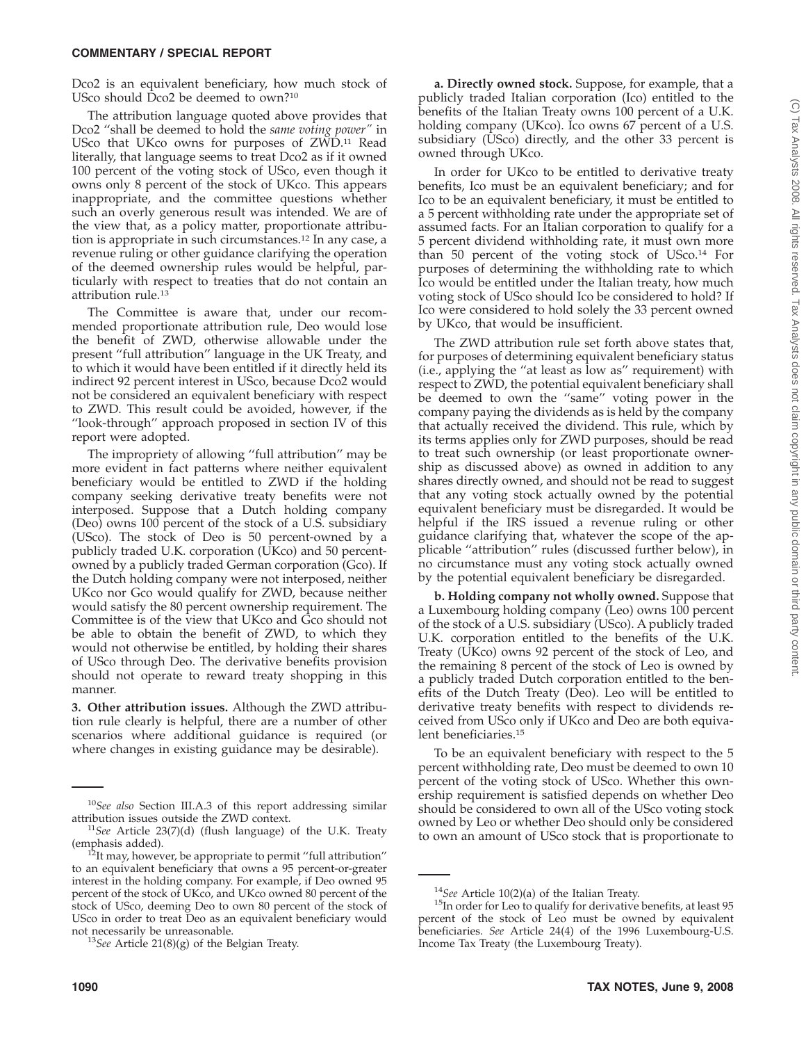Dco2 is an equivalent beneficiary, how much stock of USco should Dco2 be deemed to own?[10]

The attribution language quoted above provides that Dco2 "shall be deemed to hold the *same voting power*" in USco that UKco owns for purposes of ZWD.[11] Read literally, that language seems to treat Dco2 as if it owned 100 percent of the voting stock of USco, even though it owns only 8 percent of the stock of UKco. This appears inappropriate, and the committee questions whether such an overly generous result was intended. We are of the view that, as a policy matter, proportionate attribution is appropriate in such circumstances.[12] In any case, a revenue ruling or other guidance clarifying the operation of the deemed ownership rules would be helpful, particularly with respect to treaties that do not contain an attribution rule.[13]

The Committee is aware that, under our recommended proportionate attribution rule, Deo would lose the benefit of ZWD, otherwise allowable under the present "full attribution" language in the UK Treaty, and to which it would have been entitled if it directly held its indirect 92 percent interest in USco, because Dco2 would not be considered an equivalent beneficiary with respect to ZWD. This result could be avoided, however, if the "look-through" approach proposed in section IV of this report were adopted.

The impropriety of allowing "full attribution" may be more evident in fact patterns where neither equivalent beneficiary would be entitled to ZWD if the holding company seeking derivative treaty benefits were not interposed. Suppose that a Dutch holding company (Deo) owns 100 percent of the stock of a U.S. subsidiary (USco). The stock of Deo is 50 percent-owned by a publicly traded U.K. corporation (UKco) and 50 percent-owned by a publicly traded German corporation (Gco). If the Dutch holding company were not interposed, neither UKco nor Gco would qualify for ZWD, because neither would satisfy the 80 percent ownership requirement. The Committee is of the view that UKco and Gco should not be able to obtain the benefit of ZWD, to which they would not otherwise be entitled, by holding their shares of USco through Deo. The derivative benefits provision should not operate to reward treaty shopping in this manner.

**3. Other attribution issues.** Although the ZWD attribution rule clearly is helpful, there are a number of other scenarios where additional guidance is required (or where changes in existing guidance may be desirable).

**a. Directly owned stock.** Suppose, for example, that a publicly traded Italian corporation (Ico) entitled to the benefits of the Italian Treaty owns 100 percent of a U.K. holding company (UKco). Ico owns 67 percent of a U.S. subsidiary (USco) directly, and the other 33 percent is owned through UKco.

In order for UKco to be entitled to derivative treaty benefits, Ico must be an equivalent beneficiary; and for Ico to be an equivalent beneficiary, it must be entitled to a 5 percent withholding rate under the appropriate set of assumed facts. For an Italian corporation to qualify for a 5 percent dividend withholding rate, it must own more than 50 percent of the voting stock of USco.[14] For purposes of determining the withholding rate to which Ico would be entitled under the Italian treaty, how much voting stock of USco should Ico be considered to hold? If Ico were considered to hold solely the 33 percent owned by UKco, that would be insufficient.

The ZWD attribution rule set forth above states that, for purposes of determining equivalent beneficiary status (i.e., applying the "at least as low as" requirement) with respect to ZWD, the potential equivalent beneficiary shall be deemed to own the "same" voting power in the company paying the dividends as is held by the company that actually received the dividend. This rule, which by its terms applies only for ZWD purposes, should be read to treat such ownership (or least proportionate ownership as discussed above) as owned in addition to any shares directly owned, and should not be read to suggest that any voting stock actually owned by the potential equivalent beneficiary must be disregarded. It would be helpful if the IRS issued a revenue ruling or other guidance clarifying that, whatever the scope of the applicable "attribution" rules (discussed further below), in no circumstance must any voting stock actually owned by the potential equivalent beneficiary be disregarded.

**b. Holding company not wholly owned.** Suppose that a Luxembourg holding company (Leo) owns 100 percent of the stock of a U.S. subsidiary (USco). A publicly traded U.K. corporation entitled to the benefits of the U.K. Treaty (UKco) owns 92 percent of the stock of Leo, and the remaining 8 percent of the stock of Leo is owned by a publicly traded Dutch corporation entitled to the benefits of the Dutch Treaty (Deo). Leo will be entitled to derivative treaty benefits with respect to dividends received from USco only if UKco and Deo are both equivalent beneficiaries.[15]

To be an equivalent beneficiary with respect to the 5 percent withholding rate, Deo must be deemed to own 10 percent of the voting stock of USco. Whether this ownership requirement is satisfied depends on whether Deo should be considered to own all of the USco voting stock owned by Leo or whether Deo should only be considered to own an amount of USco stock that is proportionate to

---

[10] *See also* Section III.A.3 of this report addressing similar attribution issues outside the ZWD context.

[11] *See* Article 23(7)(d) (flush language) of the U.K. Treaty (emphasis added).

[12] It may, however, be appropriate to permit "full attribution" to an equivalent beneficiary that owns a 95 percent-or-greater interest in the holding company. For example, if Deo owned 95 percent of the stock of UKco, and UKco owned 80 percent of the stock of USco, deeming Deo to own 80 percent of the stock of USco in order to treat Deo as an equivalent beneficiary would not necessarily be unreasonable.

[13] *See* Article 21(8)(g) of the Belgian Treaty.

[14] *See* Article 10(2)(a) of the Italian Treaty.

[15] In order for Leo to qualify for derivative benefits, at least 95 percent of the stock of Leo must be owned by equivalent beneficiaries. *See* Article 24(4) of the 1996 Luxembourg-U.S. Income Tax Treaty (the Luxembourg Treaty).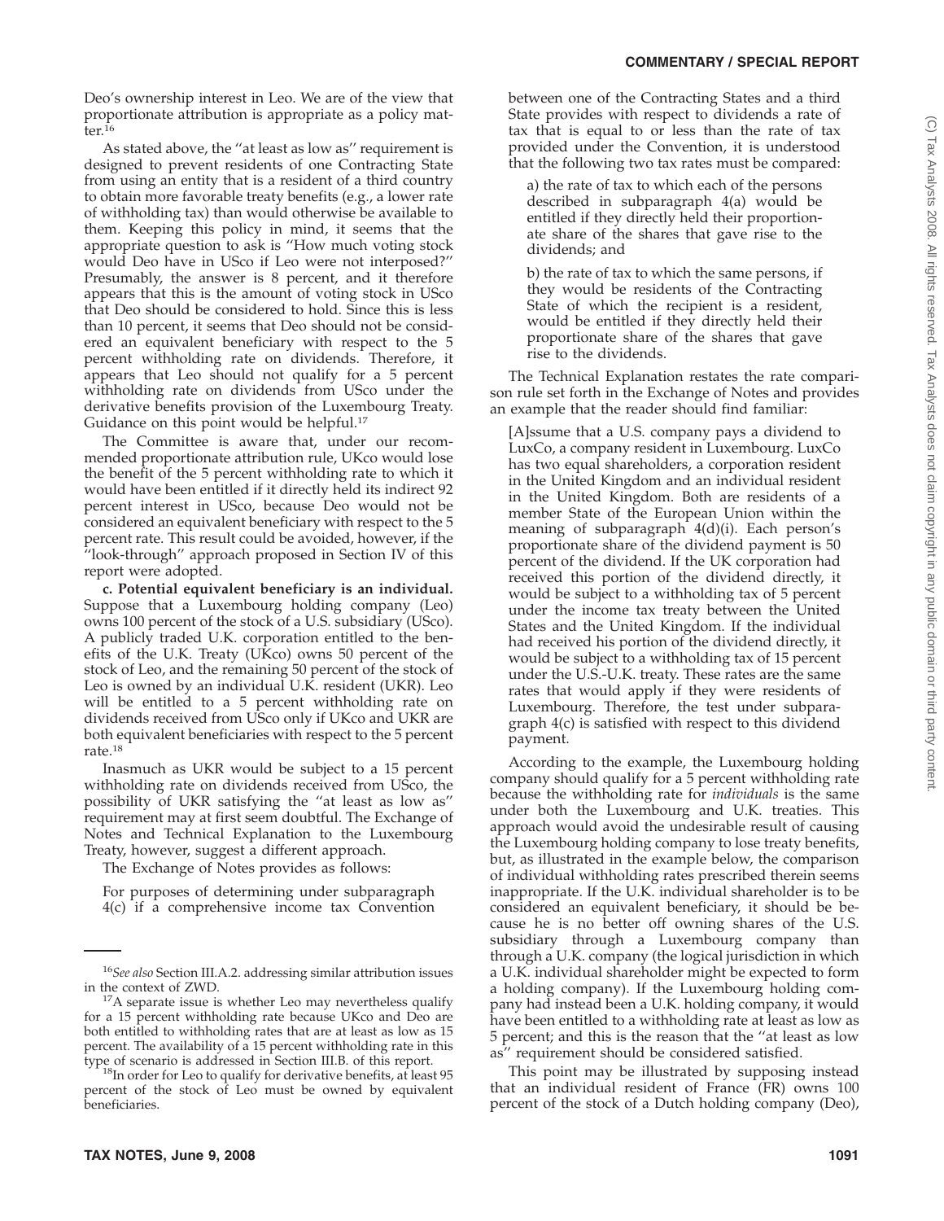Deo's ownership interest in Leo. We are of the view that proportionate attribution is appropriate as a policy matter.[16]

As stated above, the "at least as low as" requirement is designed to prevent residents of one Contracting State from using an entity that is a resident of a third country to obtain more favorable treaty benefits (e.g., a lower rate of withholding tax) than would otherwise be available to them. Keeping this policy in mind, it seems that the appropriate question to ask is "How much voting stock would Deo have in USco if Leo were not interposed?" Presumably, the answer is 8 percent, and it therefore appears that this is the amount of voting stock in USco that Deo should be considered to hold. Since this is less than 10 percent, it seems that Deo should not be considered an equivalent beneficiary with respect to the 5 percent withholding rate on dividends. Therefore, it appears that Leo should not qualify for a 5 percent withholding rate on dividends from USco under the derivative benefits provision of the Luxembourg Treaty. Guidance on this point would be helpful.[17]

The Committee is aware that, under our recommended proportionate attribution rule, UKco would lose the benefit of the 5 percent withholding rate to which it would have been entitled if it directly held its indirect 92 percent interest in USco, because Deo would not be considered an equivalent beneficiary with respect to the 5 percent rate. This result could be avoided, however, if the "look-through" approach proposed in Section IV of this report were adopted.

**c. Potential equivalent beneficiary is an individual.** Suppose that a Luxembourg holding company (Leo) owns 100 percent of the stock of a U.S. subsidiary (USco). A publicly traded U.K. corporation entitled to the benefits of the U.K. Treaty (UKco) owns 50 percent of the stock of Leo, and the remaining 50 percent of the stock of Leo is owned by an individual U.K. resident (UKR). Leo will be entitled to a 5 percent withholding rate on dividends received from USco only if UKco and UKR are both equivalent beneficiaries with respect to the 5 percent rate.[18]

Inasmuch as UKR would be subject to a 15 percent withholding rate on dividends received from USco, the possibility of UKR satisfying the "at least as low as" requirement may at first seem doubtful. The Exchange of Notes and Technical Explanation to the Luxembourg Treaty, however, suggest a different approach.

The Exchange of Notes provides as follows:

> For purposes of determining under subparagraph 4(c) if a comprehensive income tax Convention between one of the Contracting States and a third State provides with respect to dividends a rate of tax that is equal to or less than the rate of tax provided under the Convention, it is understood that the following two tax rates must be compared:
>
> a) the rate of tax to which each of the persons described in subparagraph 4(a) would be entitled if they directly held their proportionate share of the shares that gave rise to the dividends; and
>
> b) the rate of tax to which the same persons, if they would be residents of the Contracting State of which the recipient is a resident, would be entitled if they directly held their proportionate share of the shares that gave rise to the dividends.

The Technical Explanation restates the rate comparison rule set forth in the Exchange of Notes and provides an example that the reader should find familiar:

> [A]ssume that a U.S. company pays a dividend to LuxCo, a company resident in Luxembourg. LuxCo has two equal shareholders, a corporation resident in the United Kingdom and an individual resident in the United Kingdom. Both are residents of a member State of the European Union within the meaning of subparagraph 4(d)(i). Each person's proportionate share of the dividend payment is 50 percent of the dividend. If the UK corporation had received this portion of the dividend directly, it would be subject to a withholding tax of 5 percent under the income tax treaty between the United States and the United Kingdom. If the individual had received his portion of the dividend directly, it would be subject to a withholding tax of 15 percent under the U.S.-U.K. treaty. These rates are the same rates that would apply if they were residents of Luxembourg. Therefore, the test under subparagraph 4(c) is satisfied with respect to this dividend payment.

According to the example, the Luxembourg holding company should qualify for a 5 percent withholding rate because the withholding rate for *individuals* is the same under both the Luxembourg and U.K. treaties. This approach would avoid the undesirable result of causing the Luxembourg holding company to lose treaty benefits, but, as illustrated in the example below, the comparison of individual withholding rates prescribed therein seems inappropriate. If the U.K. individual shareholder is to be considered an equivalent beneficiary, it should be because he is no better off owning shares of the U.S. subsidiary through a Luxembourg company than through a U.K. company (the logical jurisdiction in which a U.K. individual shareholder might be expected to form a holding company). If the Luxembourg holding company had instead been a U.K. holding company, it would have been entitled to a withholding rate at least as low as 5 percent; and this is the reason that the "at least as low as" requirement should be considered satisfied.

This point may be illustrated by supposing instead that an individual resident of France (FR) owns 100 percent of the stock of a Dutch holding company (Deo),

---

[16] *See also* Section III.A.2. addressing similar attribution issues in the context of ZWD.

[17] A separate issue is whether Leo may nevertheless qualify for a 15 percent withholding rate because UKco and Deo are both entitled to withholding rates that are at least as low as 15 percent. The availability of a 15 percent withholding rate in this type of scenario is addressed in Section III.B. of this report.

[18] In order for Leo to qualify for derivative benefits, at least 95 percent of the stock of Leo must be owned by equivalent beneficiaries.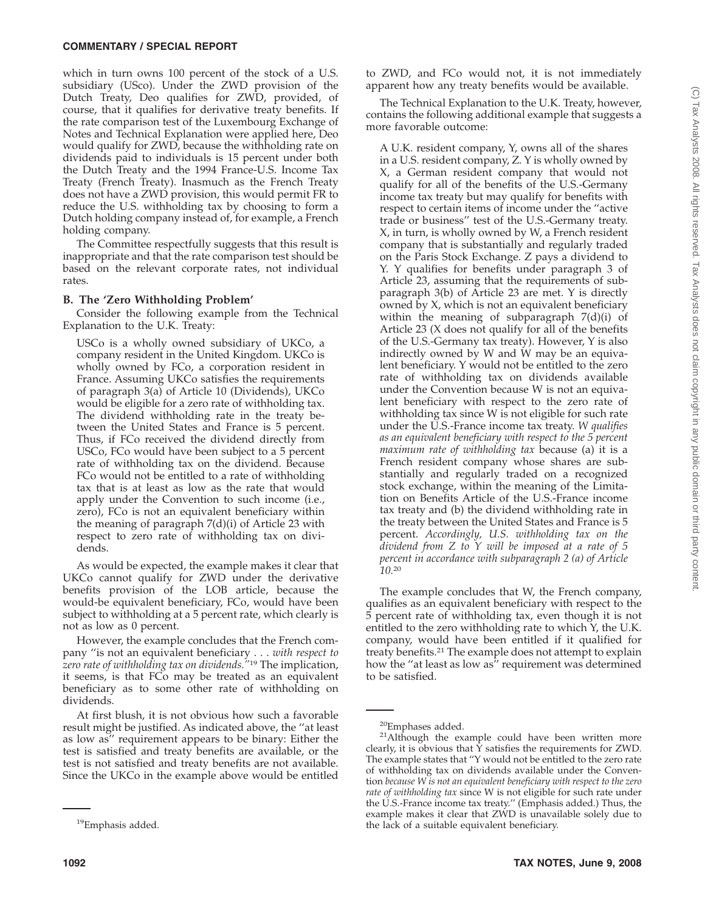which in turn owns 100 percent of the stock of a U.S. subsidiary (USco). Under the ZWD provision of the Dutch Treaty, Deo qualifies for ZWD, provided, of course, that it qualifies for derivative treaty benefits. If the rate comparison test of the Luxembourg Exchange of Notes and Technical Explanation were applied here, Deo would qualify for ZWD, because the withholding rate on dividends paid to individuals is 15 percent under both the Dutch Treaty and the 1994 France-U.S. Income Tax Treaty (French Treaty). Inasmuch as the French Treaty does not have a ZWD provision, this would permit FR to reduce the U.S. withholding tax by choosing to form a Dutch holding company instead of, for example, a French holding company.

The Committee respectfully suggests that this result is inappropriate and that the rate comparison test should be based on the relevant corporate rates, not individual rates.

### B. The 'Zero Withholding Problem'

Consider the following example from the Technical Explanation to the U.K. Treaty:

> USCo is a wholly owned subsidiary of UKCo, a company resident in the United Kingdom. UKCo is wholly owned by FCo, a corporation resident in France. Assuming UKCo satisfies the requirements of paragraph 3(a) of Article 10 (Dividends), UKCo would be eligible for a zero rate of withholding tax. The dividend withholding rate in the treaty between the United States and France is 5 percent. Thus, if FCo received the dividend directly from USCo, FCo would have been subject to a 5 percent rate of withholding tax on the dividend. Because FCo would not be entitled to a rate of withholding tax that is at least as low as the rate that would apply under the Convention to such income (i.e., zero), FCo is not an equivalent beneficiary within the meaning of paragraph 7(d)(i) of Article 23 with respect to zero rate of withholding tax on dividends.

As would be expected, the example makes it clear that UKCo cannot qualify for ZWD under the derivative benefits provision of the LOB article, because the would-be equivalent beneficiary, FCo, would have been subject to withholding at a 5 percent rate, which clearly is not as low as 0 percent.

However, the example concludes that the French company "is not an equivalent beneficiary . . . *with respect to zero rate of withholding tax on dividends.*"[19] The implication, it seems, is that FCo may be treated as an equivalent beneficiary as to some other rate of withholding on dividends.

At first blush, it is not obvious how such a favorable result might be justified. As indicated above, the "at least as low as" requirement appears to be binary: Either the test is satisfied and treaty benefits are available, or the test is not satisfied and treaty benefits are not available. Since the UKCo in the example above would be entitled to ZWD, and FCo would not, it is not immediately apparent how any treaty benefits would be available.

The Technical Explanation to the U.K. Treaty, however, contains the following additional example that suggests a more favorable outcome:

> A U.K. resident company, Y, owns all of the shares in a U.S. resident company, Z. Y is wholly owned by X, a German resident company that would not qualify for all of the benefits of the U.S.-Germany income tax treaty but may qualify for benefits with respect to certain items of income under the "active trade or business" test of the U.S.-Germany treaty. X, in turn, is wholly owned by W, a French resident company that is substantially and regularly traded on the Paris Stock Exchange. Z pays a dividend to Y. Y qualifies for benefits under paragraph 3 of Article 23, assuming that the requirements of subparagraph 3(b) of Article 23 are met. Y is directly owned by X, which is not an equivalent beneficiary within the meaning of subparagraph 7(d)(i) of Article 23 (X does not qualify for all of the benefits of the U.S.-Germany tax treaty). However, Y is also indirectly owned by W and W may be an equivalent beneficiary. Y would not be entitled to the zero rate of withholding tax on dividends available under the Convention because W is not an equivalent beneficiary with respect to the zero rate of withholding tax since W is not eligible for such rate under the U.S.-France income tax treaty. *W qualifies as an equivalent beneficiary with respect to the 5 percent maximum rate of withholding tax* because (a) it is a French resident company whose shares are substantially and regularly traded on a recognized stock exchange, within the meaning of the Limitation on Benefits Article of the U.S.-France income tax treaty and (b) the dividend withholding rate in the treaty between the United States and France is 5 percent. *Accordingly, U.S. withholding tax on the dividend from Z to Y will be imposed at a rate of 5 percent in accordance with subparagraph 2 (a) of Article 10.*[20]

The example concludes that W, the French company, qualifies as an equivalent beneficiary with respect to the 5 percent rate of withholding tax, even though it is not entitled to the zero withholding rate to which Y, the U.K. company, would have been entitled if it qualified for treaty benefits.[21] The example does not attempt to explain how the "at least as low as" requirement was determined to be satisfied.

---

[19]Emphasis added.

[20]Emphases added.

[21]Although the example could have been written more clearly, it is obvious that Y satisfies the requirements for ZWD. The example states that "Y would not be entitled to the zero rate of withholding tax on dividends available under the Convention *because W is not an equivalent beneficiary with respect to the zero rate of withholding tax* since W is not eligible for such rate under the U.S.-France income tax treaty." (Emphasis added.) Thus, the example makes it clear that ZWD is unavailable solely due to the lack of a suitable equivalent beneficiary.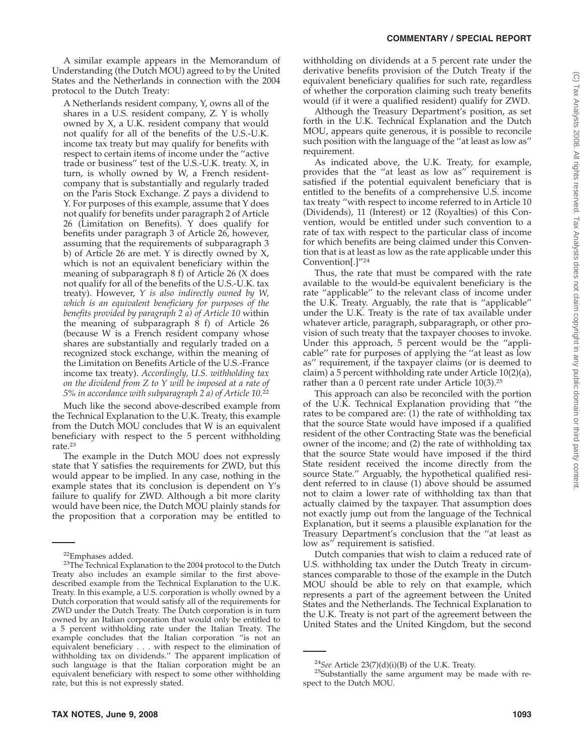A similar example appears in the Memorandum of Understanding (the Dutch MOU) agreed to by the United States and the Netherlands in connection with the 2004 protocol to the Dutch Treaty:

> A Netherlands resident company, Y, owns all of the shares in a U.S. resident company, Z. Y is wholly owned by X, a U.K. resident company that would not qualify for all of the benefits of the U.S.-U.K. income tax treaty but may qualify for benefits with respect to certain items of income under the ''active trade or business'' test of the U.S.-U.K. treaty. X, in turn, is wholly owned by W, a French resident-company that is substantially and regularly traded on the Paris Stock Exchange. Z pays a dividend to Y. For purposes of this example, assume that Y does not qualify for benefits under paragraph 2 of Article 26 (Limitation on Benefits). Y does qualify for benefits under paragraph 3 of Article 26, however, assuming that the requirements of subparagraph 3 b) of Article 26 are met. Y is directly owned by X, which is not an equivalent beneficiary within the meaning of subparagraph 8 f) of Article 26 (X does not qualify for all of the benefits of the U.S.-U.K. tax treaty). However, *Y is also indirectly owned by W, which is an equivalent beneficiary for purposes of the benefits provided by paragraph 2 a) of Article 10* within the meaning of subparagraph 8 f) of Article 26 (because W is a French resident company whose shares are substantially and regularly traded on a recognized stock exchange, within the meaning of the Limitation on Benefits Article of the U.S.-France income tax treaty). *Accordingly, U.S. withholding tax on the dividend from Z to Y will be imposed at a rate of 5% in accordance with subparagraph 2 a) of Article 10.*[22]

Much like the second above-described example from the Technical Explanation to the U.K. Treaty, this example from the Dutch MOU concludes that W is an equivalent beneficiary with respect to the 5 percent withholding rate.[23]

The example in the Dutch MOU does not expressly state that Y satisfies the requirements for ZWD, but this would appear to be implied. In any case, nothing in the example states that its conclusion is dependent on Y's failure to qualify for ZWD. Although a bit more clarity would have been nice, the Dutch MOU plainly stands for the proposition that a corporation may be entitled to withholding on dividends at a 5 percent rate under the derivative benefits provision of the Dutch Treaty if the equivalent beneficiary qualifies for such rate, regardless of whether the corporation claiming such treaty benefits would (if it were a qualified resident) qualify for ZWD.

Although the Treasury Department's position, as set forth in the U.K. Technical Explanation and the Dutch MOU, appears quite generous, it is possible to reconcile such position with the language of the ''at least as low as'' requirement.

As indicated above, the U.K. Treaty, for example, provides that the ''at least as low as'' requirement is satisfied if the potential equivalent beneficiary that is entitled to the benefits of a comprehensive U.S. income tax treaty ''with respect to income referred to in Article 10 (Dividends), 11 (Interest) or 12 (Royalties) of this Convention, would be entitled under such convention to a rate of tax with respect to the particular class of income for which benefits are being claimed under this Convention that is at least as low as the rate applicable under this Convention[.]''[24]

Thus, the rate that must be compared with the rate available to the would-be equivalent beneficiary is the rate ''applicable'' to the relevant class of income under the U.K. Treaty. Arguably, the rate that is ''applicable'' under the U.K. Treaty is the rate of tax available under whatever article, paragraph, subparagraph, or other provision of such treaty that the taxpayer chooses to invoke. Under this approach, 5 percent would be the ''applicable'' rate for purposes of applying the ''at least as low as'' requirement, if the taxpayer claims (or is deemed to claim) a 5 percent withholding rate under Article 10(2)(a), rather than a 0 percent rate under Article 10(3).[25]

This approach can also be reconciled with the portion of the U.K. Technical Explanation providing that ''the rates to be compared are: (1) the rate of withholding tax that the source State would have imposed if a qualified resident of the other Contracting State was the beneficial owner of the income; and (2) the rate of withholding tax that the source State would have imposed if the third State resident received the income directly from the source State.'' Arguably, the hypothetical qualified resident referred to in clause (1) above should be assumed not to claim a lower rate of withholding tax than that actually claimed by the taxpayer. That assumption does not exactly jump out from the language of the Technical Explanation, but it seems a plausible explanation for the Treasury Department's conclusion that the ''at least as low as'' requirement is satisfied.

Dutch companies that wish to claim a reduced rate of U.S. withholding tax under the Dutch Treaty in circumstances comparable to those of the example in the Dutch MOU should be able to rely on that example, which represents a part of the agreement between the United States and the Netherlands. The Technical Explanation to the U.K. Treaty is not part of the agreement between the United States and the United Kingdom, but the second

---

[22]Emphases added.

[23]The Technical Explanation to the 2004 protocol to the Dutch Treaty also includes an example similar to the first above-described example from the Technical Explanation to the U.K. Treaty. In this example, a U.S. corporation is wholly owned by a Dutch corporation that would satisfy all of the requirements for ZWD under the Dutch Treaty. The Dutch corporation is in turn owned by an Italian corporation that would only be entitled to a 5 percent withholding rate under the Italian Treaty. The example concludes that the Italian corporation ''is not an equivalent beneficiary . . . with respect to the elimination of withholding tax on dividends.'' The apparent implication of such language is that the Italian corporation might be an equivalent beneficiary with respect to some other withholding rate, but this is not expressly stated.

[24]*See* Article 23(7)(d)(i)(B) of the U.K. Treaty.

[25]Substantially the same argument may be made with respect to the Dutch MOU.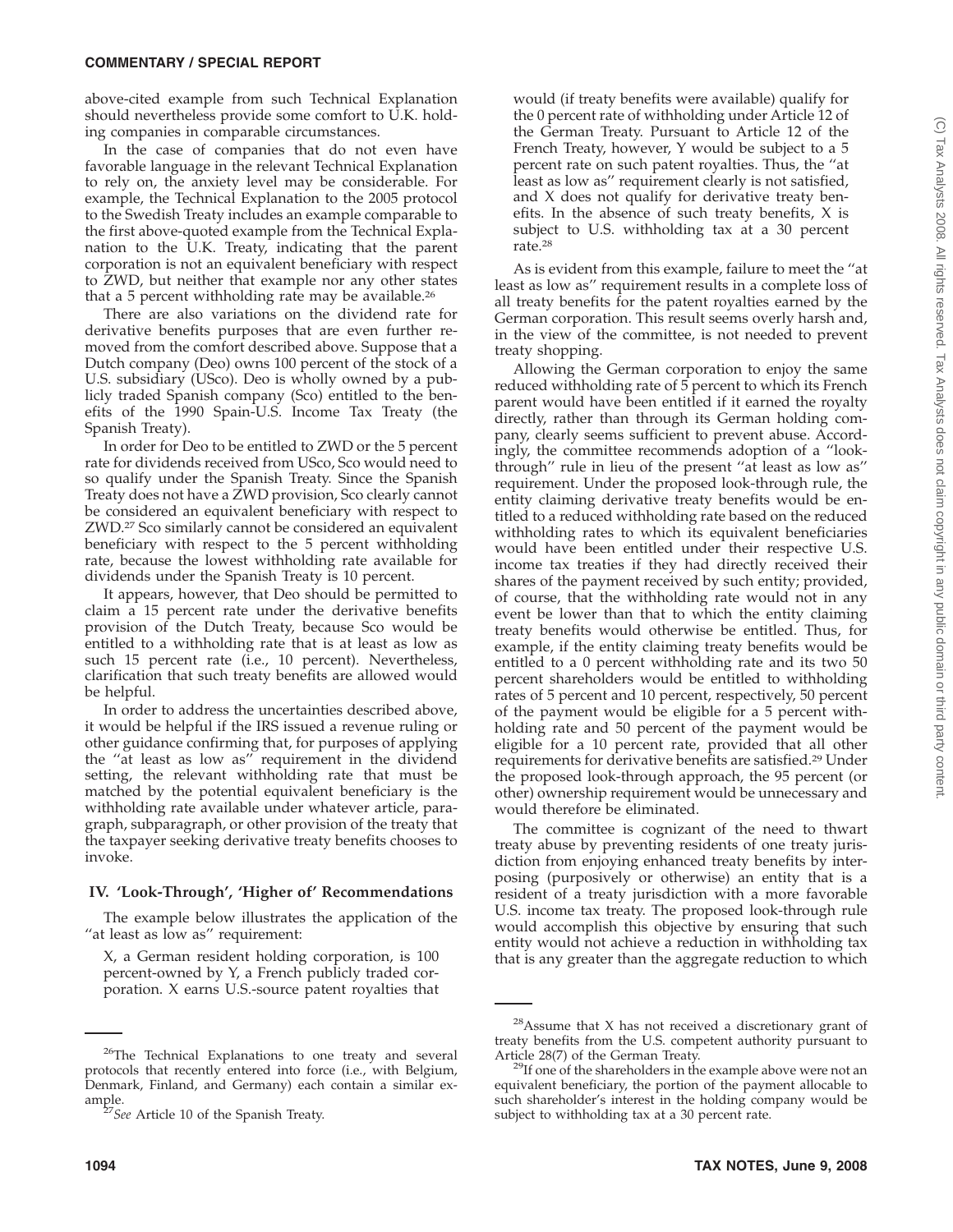above-cited example from such Technical Explanation should nevertheless provide some comfort to U.K. holding companies in comparable circumstances.

In the case of companies that do not even have favorable language in the relevant Technical Explanation to rely on, the anxiety level may be considerable. For example, the Technical Explanation to the 2005 protocol to the Swedish Treaty includes an example comparable to the first above-quoted example from the Technical Explanation to the U.K. Treaty, indicating that the parent corporation is not an equivalent beneficiary with respect to ZWD, but neither that example nor any other states that a 5 percent withholding rate may be available.[26]

There are also variations on the dividend rate for derivative benefits purposes that are even further removed from the comfort described above. Suppose that a Dutch company (Deo) owns 100 percent of the stock of a U.S. subsidiary (USco). Deo is wholly owned by a publicly traded Spanish company (Sco) entitled to the benefits of the 1990 Spain-U.S. Income Tax Treaty (the Spanish Treaty).

In order for Deo to be entitled to ZWD or the 5 percent rate for dividends received from USco, Sco would need to so qualify under the Spanish Treaty. Since the Spanish Treaty does not have a ZWD provision, Sco clearly cannot be considered an equivalent beneficiary with respect to ZWD.[27] Sco similarly cannot be considered an equivalent beneficiary with respect to the 5 percent withholding rate, because the lowest withholding rate available for dividends under the Spanish Treaty is 10 percent.

It appears, however, that Deo should be permitted to claim a 15 percent rate under the derivative benefits provision of the Dutch Treaty, because Sco would be entitled to a withholding rate that is at least as low as such 15 percent rate (i.e., 10 percent). Nevertheless, clarification that such treaty benefits are allowed would be helpful.

In order to address the uncertainties described above, it would be helpful if the IRS issued a revenue ruling or other guidance confirming that, for purposes of applying the ''at least as low as'' requirement in the dividend setting, the relevant withholding rate that must be matched by the potential equivalent beneficiary is the withholding rate available under whatever article, paragraph, subparagraph, or other provision of the treaty that the taxpayer seeking derivative treaty benefits chooses to invoke.

## IV. 'Look-Through', 'Higher of' Recommendations

The example below illustrates the application of the ''at least as low as'' requirement:

> X, a German resident holding corporation, is 100 percent-owned by Y, a French publicly traded corporation. X earns U.S.-source patent royalties that would (if treaty benefits were available) qualify for the 0 percent rate of withholding under Article 12 of the German Treaty. Pursuant to Article 12 of the French Treaty, however, Y would be subject to a 5 percent rate on such patent royalties. Thus, the ''at least as low as'' requirement clearly is not satisfied, and X does not qualify for derivative treaty benefits. In the absence of such treaty benefits, X is subject to U.S. withholding tax at a 30 percent rate.[28]

As is evident from this example, failure to meet the ''at least as low as'' requirement results in a complete loss of all treaty benefits for the patent royalties earned by the German corporation. This result seems overly harsh and, in the view of the committee, is not needed to prevent treaty shopping.

Allowing the German corporation to enjoy the same reduced withholding rate of 5 percent to which its French parent would have been entitled if it earned the royalty directly, rather than through its German holding company, clearly seems sufficient to prevent abuse. Accordingly, the committee recommends adoption of a ''look-through'' rule in lieu of the present ''at least as low as'' requirement. Under the proposed look-through rule, the entity claiming derivative treaty benefits would be entitled to a reduced withholding rate based on the reduced withholding rates to which its equivalent beneficiaries would have been entitled under their respective U.S. income tax treaties if they had directly received their shares of the payment received by such entity; provided, of course, that the withholding rate would not in any event be lower than that to which the entity claiming treaty benefits would otherwise be entitled. Thus, for example, if the entity claiming treaty benefits would be entitled to a 0 percent withholding rate and its two 50 percent shareholders would be entitled to withholding rates of 5 percent and 10 percent, respectively, 50 percent of the payment would be eligible for a 5 percent withholding rate and 50 percent of the payment would be eligible for a 10 percent rate, provided that all other requirements for derivative benefits are satisfied.[29] Under the proposed look-through approach, the 95 percent (or other) ownership requirement would be unnecessary and would therefore be eliminated.

The committee is cognizant of the need to thwart treaty abuse by preventing residents of one treaty jurisdiction from enjoying enhanced treaty benefits by interposing (purposively or otherwise) an entity that is a resident of a treaty jurisdiction with a more favorable U.S. income tax treaty. The proposed look-through rule would accomplish this objective by ensuring that such entity would not achieve a reduction in withholding tax that is any greater than the aggregate reduction to which

---

[26] The Technical Explanations to one treaty and several protocols that recently entered into force (i.e., with Belgium, Denmark, Finland, and Germany) each contain a similar example.

[27] *See* Article 10 of the Spanish Treaty.

[28] Assume that X has not received a discretionary grant of treaty benefits from the U.S. competent authority pursuant to Article 28(7) of the German Treaty.

[29] If one of the shareholders in the example above were not an equivalent beneficiary, the portion of the payment allocable to such shareholder's interest in the holding company would be subject to withholding tax at a 30 percent rate.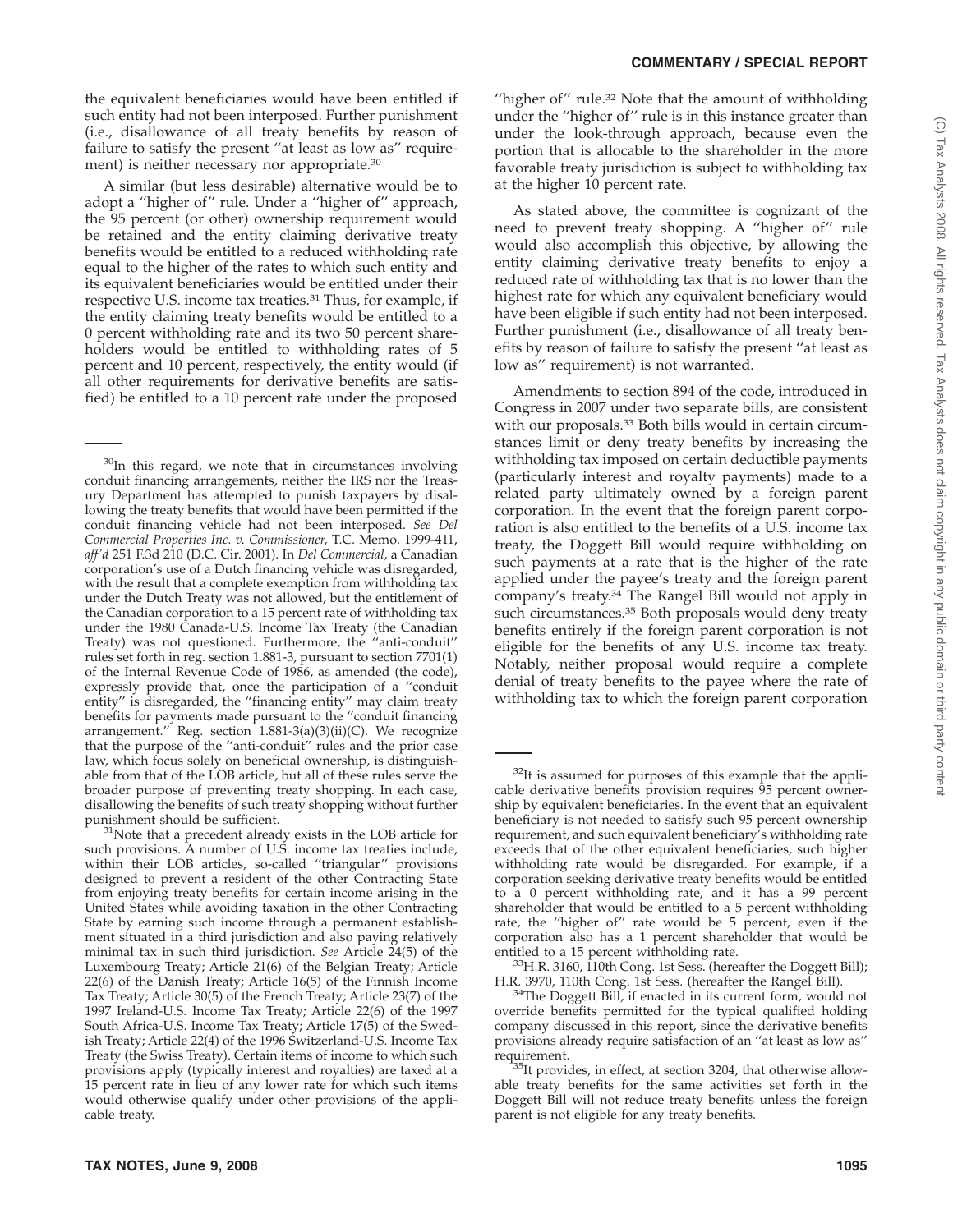the equivalent beneficiaries would have been entitled if such entity had not been interposed. Further punishment (i.e., disallowance of all treaty benefits by reason of failure to satisfy the present ''at least as low as'' requirement) is neither necessary nor appropriate.[30]

A similar (but less desirable) alternative would be to adopt a ''higher of'' rule. Under a ''higher of'' approach, the 95 percent (or other) ownership requirement would be retained and the entity claiming derivative treaty benefits would be entitled to a reduced withholding rate equal to the higher of the rates to which such entity and its equivalent beneficiaries would be entitled under their respective U.S. income tax treaties.[31] Thus, for example, if the entity claiming treaty benefits would be entitled to a 0 percent withholding rate and its two 50 percent shareholders would be entitled to withholding rates of 5 percent and 10 percent, respectively, the entity would (if all other requirements for derivative benefits are satisfied) be entitled to a 10 percent rate under the proposed ''higher of'' rule.[32] Note that the amount of withholding under the ''higher of'' rule is in this instance greater than under the look-through approach, because even the portion that is allocable to the shareholder in the more favorable treaty jurisdiction is subject to withholding tax at the higher 10 percent rate.

As stated above, the committee is cognizant of the need to prevent treaty shopping. A ''higher of'' rule would also accomplish this objective, by allowing the entity claiming derivative treaty benefits to enjoy a reduced rate of withholding tax that is no lower than the highest rate for which any equivalent beneficiary would have been eligible if such entity had not been interposed. Further punishment (i.e., disallowance of all treaty benefits by reason of failure to satisfy the present ''at least as low as'' requirement) is not warranted.

Amendments to section 894 of the code, introduced in Congress in 2007 under two separate bills, are consistent with our proposals.[33] Both bills would in certain circumstances limit or deny treaty benefits by increasing the withholding tax imposed on certain deductible payments (particularly interest and royalty payments) made to a related party ultimately owned by a foreign parent corporation. In the event that the foreign parent corporation is also entitled to the benefits of a U.S. income tax treaty, the Doggett Bill would require withholding on such payments at a rate that is the higher of the rate applied under the payee's treaty and the foreign parent company's treaty.[34] The Rangel Bill would not apply in such circumstances.[35] Both proposals would deny treaty benefits entirely if the foreign parent corporation is not eligible for the benefits of any U.S. income tax treaty. Notably, neither proposal would require a complete denial of treaty benefits to the payee where the rate of withholding tax to which the foreign parent corporation

---

[30]In this regard, we note that in circumstances involving conduit financing arrangements, neither the IRS nor the Treasury Department has attempted to punish taxpayers by disallowing the treaty benefits that would have been permitted if the conduit financing vehicle had not been interposed. *See Del Commercial Properties Inc. v. Commissioner,* T.C. Memo. 1999-411, *aff'd* 251 F.3d 210 (D.C. Cir. 2001). In *Del Commercial,* a Canadian corporation's use of a Dutch financing vehicle was disregarded, with the result that a complete exemption from withholding tax under the Dutch Treaty was not allowed, but the entitlement of the Canadian corporation to a 15 percent rate of withholding tax under the 1980 Canada-U.S. Income Tax Treaty (the Canadian Treaty) was not questioned. Furthermore, the ''anti-conduit'' rules set forth in reg. section 1.881-3, pursuant to section 7701(l) of the Internal Revenue Code of 1986, as amended (the code), expressly provide that, once the participation of a ''conduit entity'' is disregarded, the ''financing entity'' may claim treaty benefits for payments made pursuant to the ''conduit financing arrangement.'' Reg. section 1.881-3(a)(3)(ii)(C). We recognize that the purpose of the ''anti-conduit'' rules and the prior case law, which focus solely on beneficial ownership, is distinguishable from that of the LOB article, but all of these rules serve the broader purpose of preventing treaty shopping. In each case, disallowing the benefits of such treaty shopping without further punishment should be sufficient.

[31]Note that a precedent already exists in the LOB article for such provisions. A number of U.S. income tax treaties include, within their LOB articles, so-called ''triangular'' provisions designed to prevent a resident of the other Contracting State from enjoying treaty benefits for certain income arising in the United States while avoiding taxation in the other Contracting State by earning such income through a permanent establishment situated in a third jurisdiction and also paying relatively minimal tax in such third jurisdiction. *See* Article 24(5) of the Luxembourg Treaty; Article 21(6) of the Belgian Treaty; Article 22(6) of the Danish Treaty; Article 16(5) of the Finnish Income Tax Treaty; Article 30(5) of the French Treaty; Article 23(7) of the 1997 Ireland-U.S. Income Tax Treaty; Article 22(6) of the 1997 South Africa-U.S. Income Tax Treaty; Article 17(5) of the Swedish Treaty; Article 22(4) of the 1996 Switzerland-U.S. Income Tax Treaty (the Swiss Treaty). Certain items of income to which such provisions apply (typically interest and royalties) are taxed at a 15 percent rate in lieu of any lower rate for which such items would otherwise qualify under other provisions of the applicable treaty.

[32]It is assumed for purposes of this example that the applicable derivative benefits provision requires 95 percent ownership by equivalent beneficiaries. In the event that an equivalent beneficiary is not needed to satisfy such 95 percent ownership requirement, and such equivalent beneficiary's withholding rate exceeds that of the other equivalent beneficiaries, such higher withholding rate would be disregarded. For example, if a corporation seeking derivative treaty benefits would be entitled to a 0 percent withholding rate, and it has a 99 percent shareholder that would be entitled to a 5 percent withholding rate, the ''higher of'' rate would be 5 percent, even if the corporation also has a 1 percent shareholder that would be entitled to a 15 percent withholding rate.

[33]H.R. 3160, 110th Cong. 1st Sess. (hereafter the Doggett Bill); H.R. 3970, 110th Cong. 1st Sess. (hereafter the Rangel Bill).

[34]The Doggett Bill, if enacted in its current form, would not override benefits permitted for the typical qualified holding company discussed in this report, since the derivative benefits provisions already require satisfaction of an ''at least as low as'' requirement.

[35]It provides, in effect, at section 3204, that otherwise allowable treaty benefits for the same activities set forth in the Doggett Bill will not reduce treaty benefits unless the foreign parent is not eligible for any treaty benefits.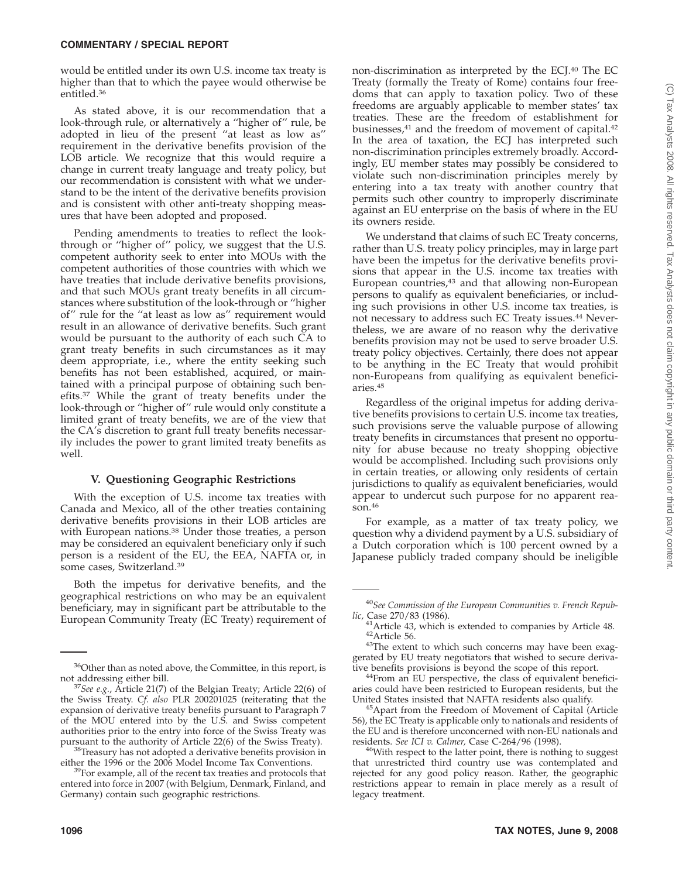would be entitled under its own U.S. income tax treaty is higher than that to which the payee would otherwise be entitled.[36]

As stated above, it is our recommendation that a look-through rule, or alternatively a ''higher of'' rule, be adopted in lieu of the present ''at least as low as'' requirement in the derivative benefits provision of the LOB article. We recognize that this would require a change in current treaty language and treaty policy, but our recommendation is consistent with what we understand to be the intent of the derivative benefits provision and is consistent with other anti-treaty shopping measures that have been adopted and proposed.

Pending amendments to treaties to reflect the look-through or ''higher of'' policy, we suggest that the U.S. competent authority seek to enter into MOUs with the competent authorities of those countries with which we have treaties that include derivative benefits provisions, and that such MOUs grant treaty benefits in all circumstances where substitution of the look-through or ''higher of'' rule for the ''at least as low as'' requirement would result in an allowance of derivative benefits. Such grant would be pursuant to the authority of each such CA to grant treaty benefits in such circumstances as it may deem appropriate, i.e., where the entity seeking such benefits has not been established, acquired, or maintained with a principal purpose of obtaining such benefits.[37] While the grant of treaty benefits under the look-through or ''higher of'' rule would only constitute a limited grant of treaty benefits, we are of the view that the CA's discretion to grant full treaty benefits necessarily includes the power to grant limited treaty benefits as well.

## V. Questioning Geographic Restrictions

With the exception of U.S. income tax treaties with Canada and Mexico, all of the other treaties containing derivative benefits provisions in their LOB articles are with European nations.[38] Under those treaties, a person may be considered an equivalent beneficiary only if such person is a resident of the EU, the EEA, NAFTA or, in some cases, Switzerland.[39]

Both the impetus for derivative benefits, and the geographical restrictions on who may be an equivalent beneficiary, may in significant part be attributable to the European Community Treaty (EC Treaty) requirement of non-discrimination as interpreted by the ECJ.[40] The EC Treaty (formally the Treaty of Rome) contains four freedoms that can apply to taxation policy. Two of these freedoms are arguably applicable to member states' tax treaties. These are the freedom of establishment for businesses,[41] and the freedom of movement of capital.[42] In the area of taxation, the ECJ has interpreted such non-discrimination principles extremely broadly. Accordingly, EU member states may possibly be considered to violate such non-discrimination principles merely by entering into a tax treaty with another country that permits such other country to improperly discriminate against an EU enterprise on the basis of where in the EU its owners reside.

We understand that claims of such EC Treaty concerns, rather than U.S. treaty policy principles, may in large part have been the impetus for the derivative benefits provisions that appear in the U.S. income tax treaties with European countries,[43] and that allowing non-European persons to qualify as equivalent beneficiaries, or including such provisions in other U.S. income tax treaties, is not necessary to address such EC Treaty issues.[44] Nevertheless, we are aware of no reason why the derivative benefits provision may not be used to serve broader U.S. treaty policy objectives. Certainly, there does not appear to be anything in the EC Treaty that would prohibit non-Europeans from qualifying as equivalent beneficiaries.[45]

Regardless of the original impetus for adding derivative benefits provisions to certain U.S. income tax treaties, such provisions serve the valuable purpose of allowing treaty benefits in circumstances that present no opportunity for abuse because no treaty shopping objective would be accomplished. Including such provisions only in certain treaties, or allowing only residents of certain jurisdictions to qualify as equivalent beneficiaries, would appear to undercut such purpose for no apparent reason.[46]

For example, as a matter of tax treaty policy, we question why a dividend payment by a U.S. subsidiary of a Dutch corporation which is 100 percent owned by a Japanese publicly traded company should be ineligible

---

[36]Other than as noted above, the Committee, in this report, is not addressing either bill.

[37]*See e.g.*, Article 21(7) of the Belgian Treaty; Article 22(6) of the Swiss Treaty. *Cf. also* PLR 200201025 (reiterating that the expansion of derivative treaty benefits pursuant to Paragraph 7 of the MOU entered into by the U.S. and Swiss competent authorities prior to the entry into force of the Swiss Treaty was pursuant to the authority of Article 22(6) of the Swiss Treaty).

[38]Treasury has not adopted a derivative benefits provision in either the 1996 or the 2006 Model Income Tax Conventions.

[39]For example, all of the recent tax treaties and protocols that entered into force in 2007 (with Belgium, Denmark, Finland, and Germany) contain such geographic restrictions.

[40]*See Commission of the European Communities v. French Republic,* Case 270/83 (1986).

[41]Article 43, which is extended to companies by Article 48.

[42]Article 56.

[43]The extent to which such concerns may have been exaggerated by EU treaty negotiators that wished to secure derivative benefits provisions is beyond the scope of this report.

[44]From an EU perspective, the class of equivalent beneficiaries could have been restricted to European residents, but the United States insisted that NAFTA residents also qualify.

[45]Apart from the Freedom of Movement of Capital (Article 56), the EC Treaty is applicable only to nationals and residents of the EU and is therefore unconcerned with non-EU nationals and residents. *See ICI v. Calmer,* Case C-264/96 (1998).

[46]With respect to the latter point, there is nothing to suggest that unrestricted third country use was contemplated and rejected for any good policy reason. Rather, the geographic restrictions appear to remain in place merely as a result of legacy treatment.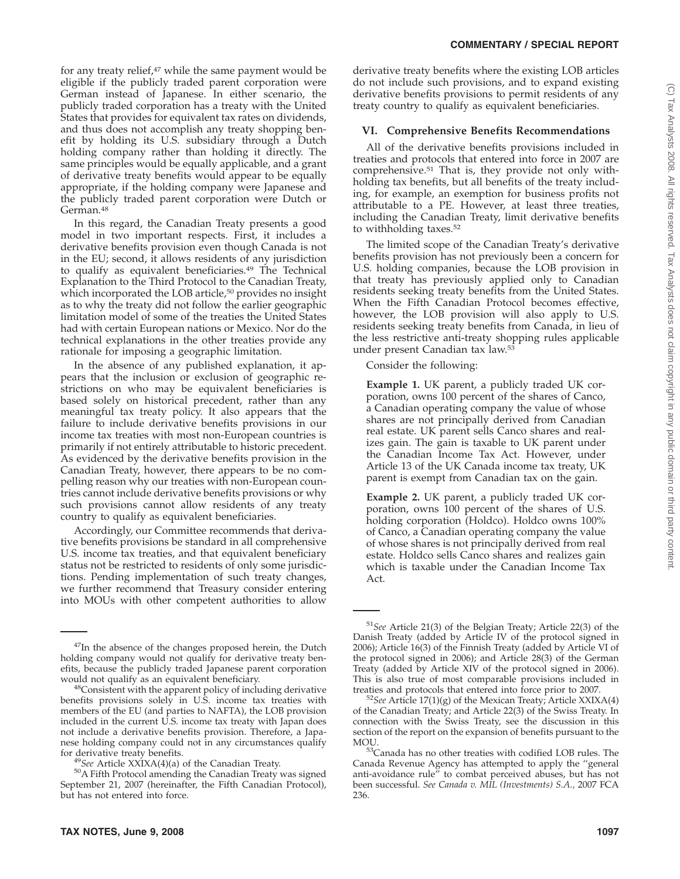for any treaty relief,[47] while the same payment would be eligible if the publicly traded parent corporation were German instead of Japanese. In either scenario, the publicly traded corporation has a treaty with the United States that provides for equivalent tax rates on dividends, and thus does not accomplish any treaty shopping benefit by holding its U.S. subsidiary through a Dutch holding company rather than holding it directly. The same principles would be equally applicable, and a grant of derivative treaty benefits would appear to be equally appropriate, if the holding company were Japanese and the publicly traded parent corporation were Dutch or German.[48]

In this regard, the Canadian Treaty presents a good model in two important respects. First, it includes a derivative benefits provision even though Canada is not in the EU; second, it allows residents of any jurisdiction to qualify as equivalent beneficiaries.[49] The Technical Explanation to the Third Protocol to the Canadian Treaty, which incorporated the LOB article,[50] provides no insight as to why the treaty did not follow the earlier geographic limitation model of some of the treaties the United States had with certain European nations or Mexico. Nor do the technical explanations in the other treaties provide any rationale for imposing a geographic limitation.

In the absence of any published explanation, it appears that the inclusion or exclusion of geographic restrictions on who may be equivalent beneficiaries is based solely on historical precedent, rather than any meaningful tax treaty policy. It also appears that the failure to include derivative benefits provisions in our income tax treaties with most non-European countries is primarily if not entirely attributable to historic precedent. As evidenced by the derivative benefits provision in the Canadian Treaty, however, there appears to be no compelling reason why our treaties with non-European countries cannot include derivative benefits provisions or why such provisions cannot allow residents of any treaty country to qualify as equivalent beneficiaries.

Accordingly, our Committee recommends that derivative benefits provisions be standard in all comprehensive U.S. income tax treaties, and that equivalent beneficiary status not be restricted to residents of only some jurisdictions. Pending implementation of such treaty changes, we further recommend that Treasury consider entering into MOUs with other competent authorities to allow derivative treaty benefits where the existing LOB articles do not include such provisions, and to expand existing derivative benefits provisions to permit residents of any treaty country to qualify as equivalent beneficiaries.

## VI. Comprehensive Benefits Recommendations

All of the derivative benefits provisions included in treaties and protocols that entered into force in 2007 are comprehensive.[51] That is, they provide not only withholding tax benefits, but all benefits of the treaty including, for example, an exemption for business profits not attributable to a PE. However, at least three treaties, including the Canadian Treaty, limit derivative benefits to withholding taxes.[52]

The limited scope of the Canadian Treaty's derivative benefits provision has not previously been a concern for U.S. holding companies, because the LOB provision in that treaty has previously applied only to Canadian residents seeking treaty benefits from the United States. When the Fifth Canadian Protocol becomes effective, however, the LOB provision will also apply to U.S. residents seeking treaty benefits from Canada, in lieu of the less restrictive anti-treaty shopping rules applicable under present Canadian tax law.[53]

Consider the following:

> **Example 1.** UK parent, a publicly traded UK corporation, owns 100 percent of the shares of Canco, a Canadian operating company the value of whose shares are not principally derived from Canadian real estate. UK parent sells Canco shares and realizes gain. The gain is taxable to UK parent under the Canadian Income Tax Act. However, under Article 13 of the UK Canada income tax treaty, UK parent is exempt from Canadian tax on the gain.

> **Example 2.** UK parent, a publicly traded UK corporation, owns 100 percent of the shares of U.S. holding corporation (Holdco). Holdco owns 100% of Canco, a Canadian operating company the value of whose shares is not principally derived from real estate. Holdco sells Canco shares and realizes gain which is taxable under the Canadian Income Tax Act.

---

[47]In the absence of the changes proposed herein, the Dutch holding company would not qualify for derivative treaty benefits, because the publicly traded Japanese parent corporation would not qualify as an equivalent beneficiary.

[48]Consistent with the apparent policy of including derivative benefits provisions solely in U.S. income tax treaties with members of the EU (and parties to NAFTA), the LOB provision included in the current U.S. income tax treaty with Japan does not include a derivative benefits provision. Therefore, a Japanese holding company could not in any circumstances qualify for derivative treaty benefits.

[49]*See* Article XXIXA(4)(a) of the Canadian Treaty.

[50]A Fifth Protocol amending the Canadian Treaty was signed September 21, 2007 (hereinafter, the Fifth Canadian Protocol), but has not entered into force.

[51]*See* Article 21(3) of the Belgian Treaty; Article 22(3) of the Danish Treaty (added by Article IV of the protocol signed in 2006); Article 16(3) of the Finnish Treaty (added by Article VI of the protocol signed in 2006); and Article 28(3) of the German Treaty (added by Article XIV of the protocol signed in 2006). This is also true of most comparable provisions included in treaties and protocols that entered into force prior to 2007.

[52]*See* Article 17(1)(g) of the Mexican Treaty; Article XXIXA(4) of the Canadian Treaty; and Article 22(3) of the Swiss Treaty. In connection with the Swiss Treaty, see the discussion in this section of the report on the expansion of benefits pursuant to the MOU.

[53]Canada has no other treaties with codified LOB rules. The Canada Revenue Agency has attempted to apply the "general anti-avoidance rule" to combat perceived abuses, but has not been successful. *See Canada v. MIL (Investments) S.A.*, 2007 FCA 236.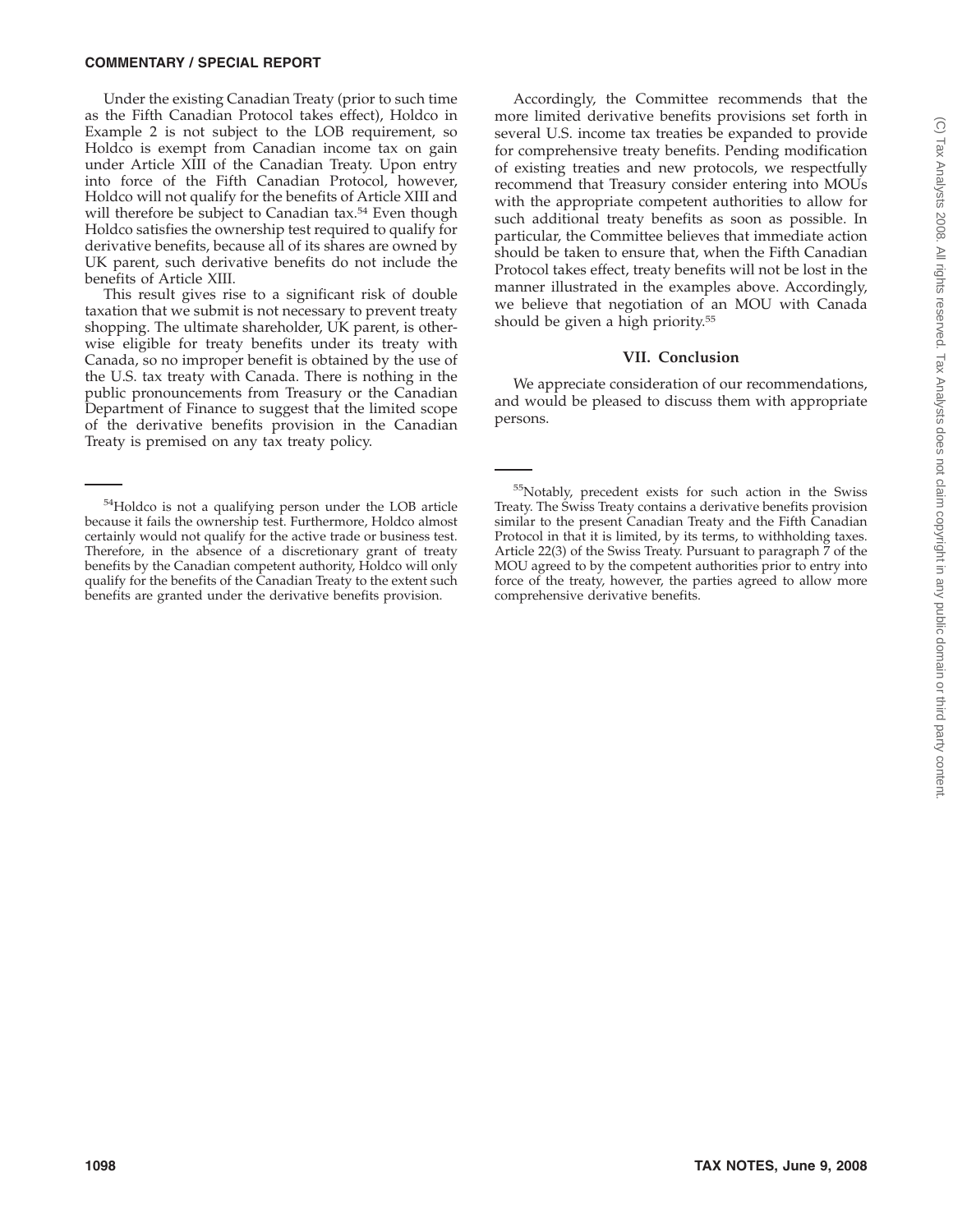Under the existing Canadian Treaty (prior to such time as the Fifth Canadian Protocol takes effect), Holdco in Example 2 is not subject to the LOB requirement, so Holdco is exempt from Canadian income tax on gain under Article XIII of the Canadian Treaty. Upon entry into force of the Fifth Canadian Protocol, however, Holdco will not qualify for the benefits of Article XIII and will therefore be subject to Canadian tax.[54] Even though Holdco satisfies the ownership test required to qualify for derivative benefits, because all of its shares are owned by UK parent, such derivative benefits do not include the benefits of Article XIII.

This result gives rise to a significant risk of double taxation that we submit is not necessary to prevent treaty shopping. The ultimate shareholder, UK parent, is otherwise eligible for treaty benefits under its treaty with Canada, so no improper benefit is obtained by the use of the U.S. tax treaty with Canada. There is nothing in the public pronouncements from Treasury or the Canadian Department of Finance to suggest that the limited scope of the derivative benefits provision in the Canadian Treaty is premised on any tax treaty policy.

Accordingly, the Committee recommends that the more limited derivative benefits provisions set forth in several U.S. income tax treaties be expanded to provide for comprehensive treaty benefits. Pending modification of existing treaties and new protocols, we respectfully recommend that Treasury consider entering into MOUs with the appropriate competent authorities to allow for such additional treaty benefits as soon as possible. In particular, the Committee believes that immediate action should be taken to ensure that, when the Fifth Canadian Protocol takes effect, treaty benefits will not be lost in the manner illustrated in the examples above. Accordingly, we believe that negotiation of an MOU with Canada should be given a high priority.[55]

## VII. Conclusion

We appreciate consideration of our recommendations, and would be pleased to discuss them with appropriate persons.

---

[54]Holdco is not a qualifying person under the LOB article because it fails the ownership test. Furthermore, Holdco almost certainly would not qualify for the active trade or business test. Therefore, in the absence of a discretionary grant of treaty benefits by the Canadian competent authority, Holdco will only qualify for the benefits of the Canadian Treaty to the extent such benefits are granted under the derivative benefits provision.

[55]Notably, precedent exists for such action in the Swiss Treaty. The Swiss Treaty contains a derivative benefits provision similar to the present Canadian Treaty and the Fifth Canadian Protocol in that it is limited, by its terms, to withholding taxes. Article 22(3) of the Swiss Treaty. Pursuant to paragraph 7 of the MOU agreed to by the competent authorities prior to entry into force of the treaty, however, the parties agreed to allow more comprehensive derivative benefits.